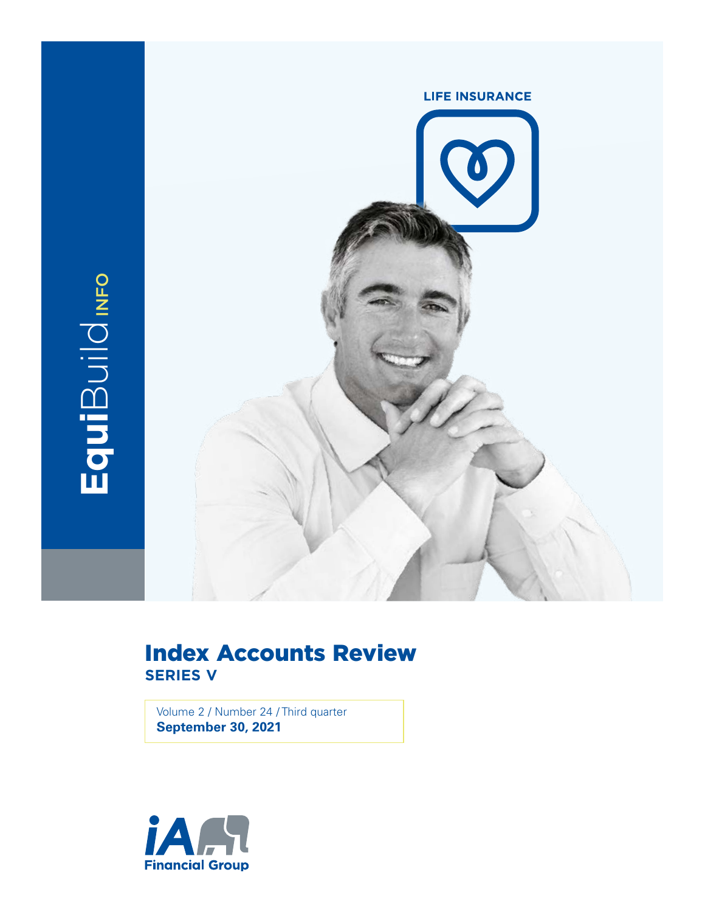EquiBuild INFO

LIFE INSURANCE

# Index Accounts Review

## SERIES V

Volume 2 / Number 24 / Third quarter
**September 30, 2021**

iA Financial Group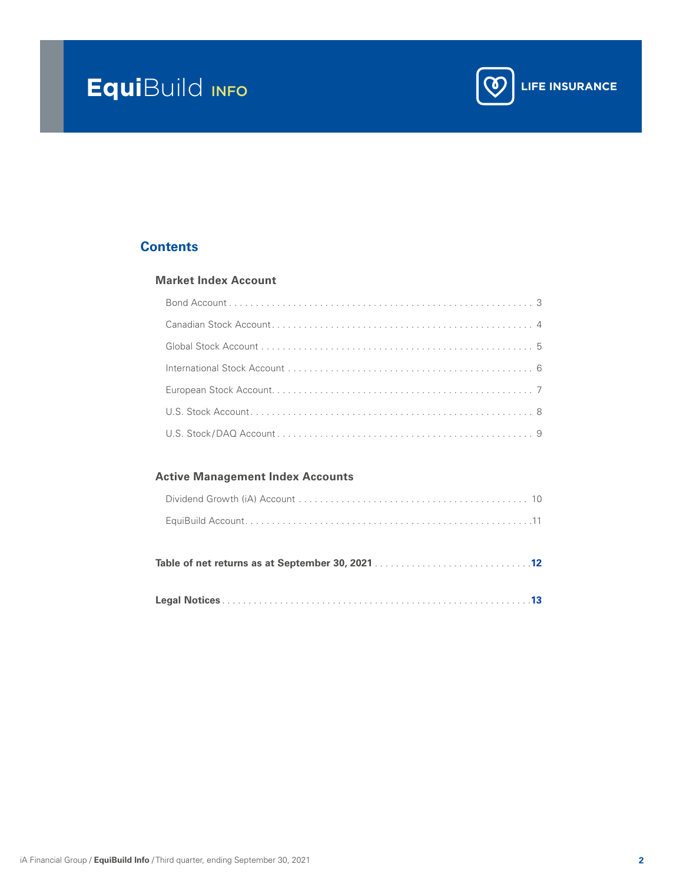**Equi**Build INFO

LIFE INSURANCE

## Contents

### Market Index Account

- Bond Account . . . . . . . . . . 3
- Canadian Stock Account . . . . . . . . . . 4
- Global Stock Account . . . . . . . . . . 5
- International Stock Account . . . . . . . . . . 6
- European Stock Account . . . . . . . . . . 7
- U.S. Stock Account . . . . . . . . . . 8
- U.S. Stock/DAQ Account . . . . . . . . . . 9

### Active Management Index Accounts

- Dividend Growth (iA) Account . . . . . . . . . . 10
- EquiBuild Account . . . . . . . . . . 11

**Table of net returns as at September 30, 2021 . . . . . . . . . . 12**

**Legal Notices . . . . . . . . . . 13**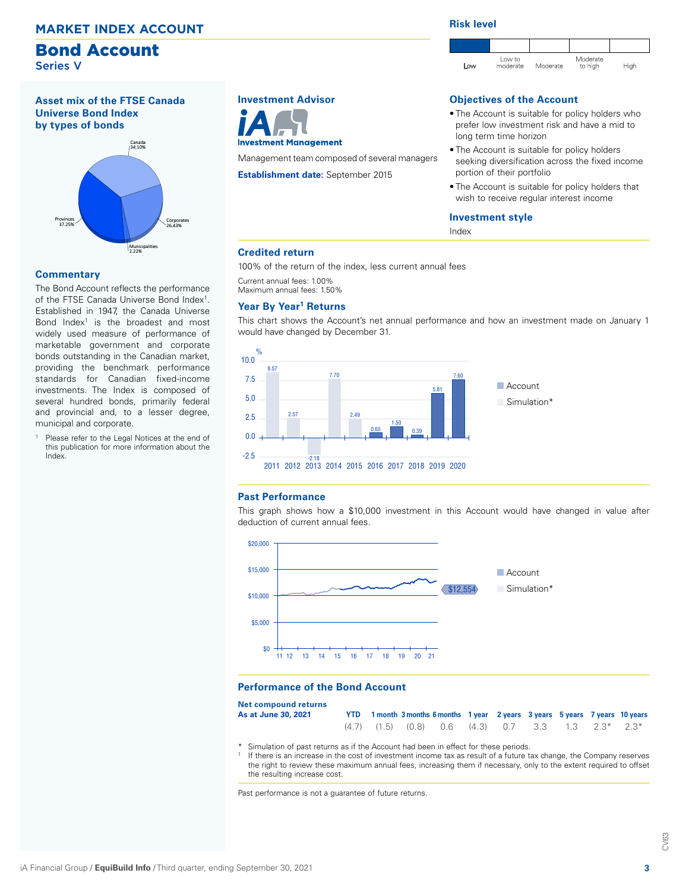## MARKET INDEX ACCOUNT

# Bond Account

Series V

### Risk level

Low | Low to moderate | Moderate | Moderate to high | High

### Asset mix of the FTSE Canada Universe Bond Index by types of bonds

- Canada 34.10%
- Provinces 37.25%
- Corporates 26.43%
- Municipalities 2.22%

### Commentary

The Bond Account reflects the performance of the FTSE Canada Universe Bond Index[1]. Established in 1947, the Canada Universe Bond Index[1] is the broadest and most widely used measure of performance of marketable government and corporate bonds outstanding in the Canadian market, providing the benchmark performance standards for Canadian fixed-income investments. The Index is composed of several hundred bonds, primarily federal and provincial and, to a lesser degree, municipal and corporate.

[1] Please refer to the Legal Notices at the end of this publication for more information about the Index.

### Investment Advisor

iA Investment Management

Management team composed of several managers

**Establishment date:** September 2015

### Objectives of the Account

- The Account is suitable for policy holders who prefer low investment risk and have a mid to long term time horizon
- The Account is suitable for policy holders seeking diversification across the fixed income portion of their portfolio
- The Account is suitable for policy holders that wish to receive regular interest income

### Investment style

Index

### Credited return

100% of the return of the index, less current annual fees

Current annual fees: 1.00%
Maximum annual fees: 1.50%

### Year By Year[1] Returns

This chart shows the Account's net annual performance and how an investment made on January 1 would have changed by December 31.

| Year | 2011 | 2012 | 2013 | 2014 | 2015 | 2016 | 2017 | 2018 | 2019 | 2020 |
|---|---|---|---|---|---|---|---|---|---|---|
| % | 8.57* | 2.57* | -2.18* | 7.70* | 2.49* | 0.65 | 1.50 | 0.39 | 5.81 | 7.60 |

Account / Simulation*

### Past Performance

This graph shows how a $10,000 investment in this Account would have changed in value after deduction of current annual fees.

$12,554

Account / Simulation*

### Performance of the Bond Account

| Net compound returns As at June 30, 2021 | YTD | 1 month | 3 months | 6 months | 1 year | 2 years | 3 years | 5 years | 7 years | 10 years |
|---|---|---|---|---|---|---|---|---|---|---|
| | (4.7) | (1.5) | (0.8) | 0.6 | (4.3) | 0.7 | 3.3 | 1.3 | 2.3* | 2.3* |

\* Simulation of past returns as if the Account had been in effect for these periods.

[1] If there is an increase in the cost of investment income tax as result of a future tax change, the Company reserves the right to review these maximum annual fees, increasing them if necessary, only to the extent required to offset the resulting increase cost.

Past performance is not a guarantee of future returns.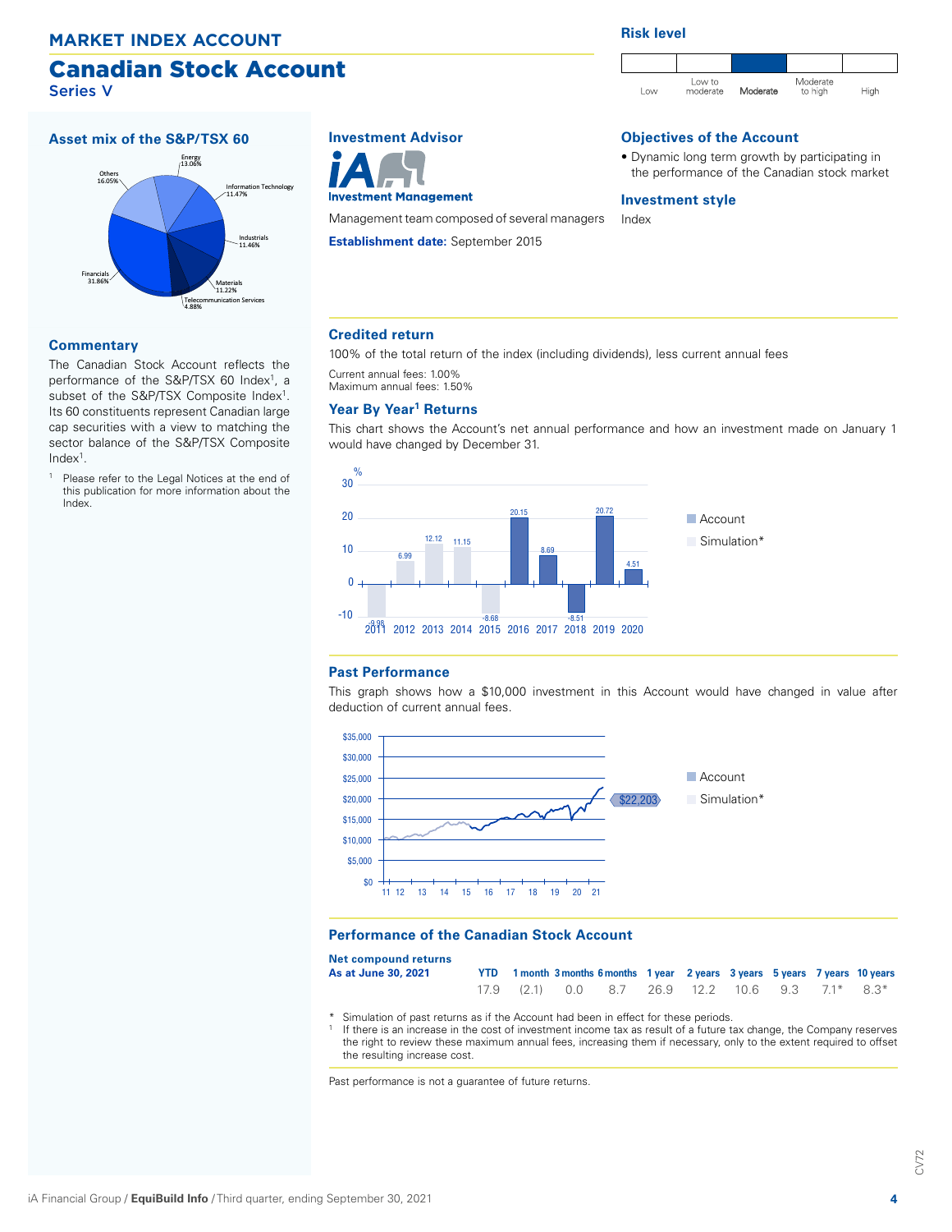## MARKET INDEX ACCOUNT

# Canadian Stock Account

Series V

### Risk level

Low | Low to moderate | **Moderate** | Moderate to high | High

### Asset mix of the S&P/TSX 60

| Sector | % |
|---|---|
| Financials | 31.86% |
| Others | 16.05% |
| Energy | 13.06% |
| Information Technology | 11.47% |
| Industrials | 11.46% |
| Materials | 11.22% |
| Telecommunication Services | 4.88% |

### Commentary

The Canadian Stock Account reflects the performance of the S&P/TSX 60 Index[1], a subset of the S&P/TSX Composite Index[1]. Its 60 constituents represent Canadian large cap securities with a view to matching the sector balance of the S&P/TSX Composite Index[1].

[1] Please refer to the Legal Notices at the end of this publication for more information about the Index.

### Investment Advisor

iA Investment Management

Management team composed of several managers

**Establishment date:** September 2015

### Objectives of the Account

- Dynamic long term growth by participating in the performance of the Canadian stock market

### Investment style

Index

### Credited return

100% of the total return of the index (including dividends), less current annual fees

Current annual fees: 1.00%
Maximum annual fees: 1.50%

### Year By Year[1] Returns

This chart shows the Account's net annual performance and how an investment made on January 1 would have changed by December 31.

| 2011 | 2012 | 2013 | 2014 | 2015 | 2016 | 2017 | 2018 | 2019 | 2020 |
|---|---|---|---|---|---|---|---|---|---|
| -9.98* | 6.99* | 12.12* | 11.15* | -8.68* | 20.15 | 8.69 | -8.51 | 20.72 | 4.51 |

■ Account ■ Simulation*

### Past Performance

This graph shows how a $10,000 investment in this Account would have changed in value after deduction of current annual fees.

$22,203

■ Account ■ Simulation*

### Performance of the Canadian Stock Account

| Net compound returns As at June 30, 2021 | YTD | 1 month | 3 months | 6 months | 1 year | 2 years | 3 years | 5 years | 7 years | 10 years |
|---|---|---|---|---|---|---|---|---|---|---|
| | 17.9 | (2.1) | 0.0 | 8.7 | 26.9 | 12.2 | 10.6 | 9.3 | 7.1* | 8.3* |

\* Simulation of past returns as if the Account had been in effect for these periods.

[1] If there is an increase in the cost of investment income tax as result of a future tax change, the Company reserves the right to review these maximum annual fees, increasing them if necessary, only to the extent required to offset the resulting increase cost.

Past performance is not a guarantee of future returns.

CV72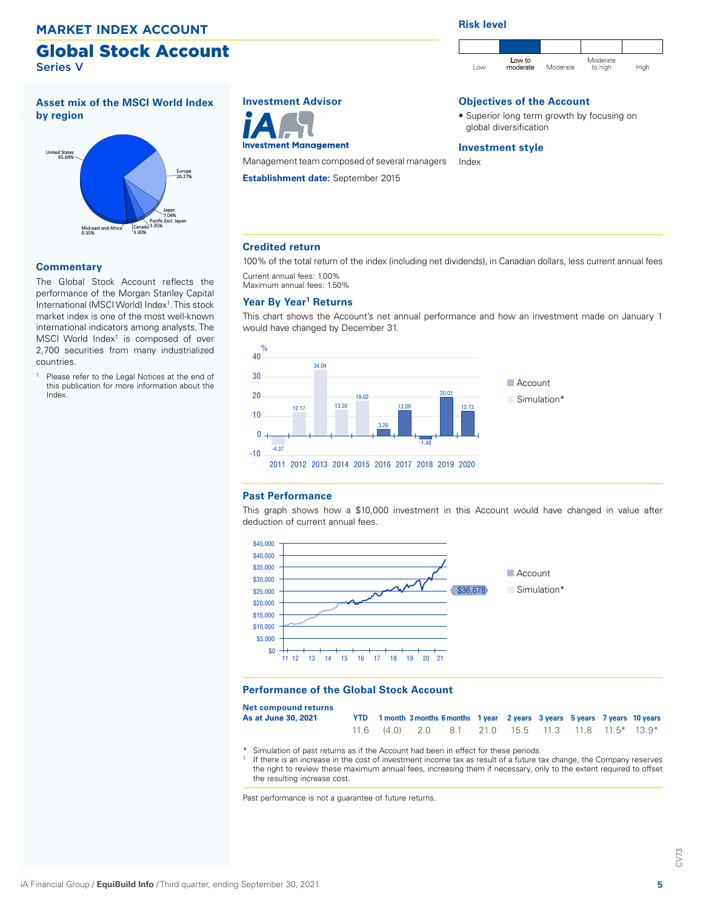## MARKET INDEX ACCOUNT

# Global Stock Account

Series V

**Risk level**

| Low | Low to moderate | Moderate | Moderate to high | High |
|---|---|---|---|---|
| | ■ | | | |

### Asset mix of the MSCI World Index by region

United States 65.69%
Europe 20.27%
Japan 7.04%
Pacific Excl. Japan 3.35%
Canada 3.30%
Mid-east and Africa 0.35%

### Commentary

The Global Stock Account reflects the performance of the Morgan Stanley Capital International (MSCI World) Index[1]. This stock market index is one of the most well-known international indicators among analysts. The MSCI World Index[1] is composed of over 2,700 securities from many industrialized countries.

[1] Please refer to the Legal Notices at the end of this publication for more information about the Index.

### Investment Advisor

iA Investment Management

Management team composed of several managers

**Establishment date:** September 2015

### Objectives of the Account

- Superior long term growth by focusing on global diversification

### Investment style

Index

### Credited return

100% of the total return of the index (including net dividends), in Canadian dollars, less current annual fees

Current annual fees: 1.00%
Maximum annual fees: 1.50%

### Year By Year[1] Returns

This chart shows the Account's net annual performance and how an investment made on January 1 would have changed by December 31.

| Year | 2011 | 2012 | 2013 | 2014 | 2015 | 2016 | 2017 | 2018 | 2019 | 2020 |
|---|---|---|---|---|---|---|---|---|---|---|
| % | -4.37 | 12.17 | 34.04 | 13.30 | 18.02 | 3.26 | 13.09 | -1.48 | 20.01 | 12.73 |

Account / Simulation*

### Past Performance

This graph shows how a $10,000 investment in this Account would have changed in value after deduction of current annual fees.

$36,678

Account / Simulation*

### Performance of the Global Stock Account

| Net compound returns As at June 30, 2021 | YTD | 1 month | 3 months | 6 months | 1 year | 2 years | 3 years | 5 years | 7 years | 10 years |
|---|---|---|---|---|---|---|---|---|---|---|
| | 11.6 | (4.0) | 2.0 | 8.1 | 21.0 | 15.5 | 11.3 | 11.8 | 11.5* | 13.9* |

\* Simulation of past returns as if the Account had been in effect for these periods.

[1] If there is an increase in the cost of investment income tax as result of a future tax change, the Company reserves the right to review these maximum annual fees, increasing them if necessary, only to the extent required to offset the resulting increase cost.

Past performance is not a guarantee of future returns.

CV73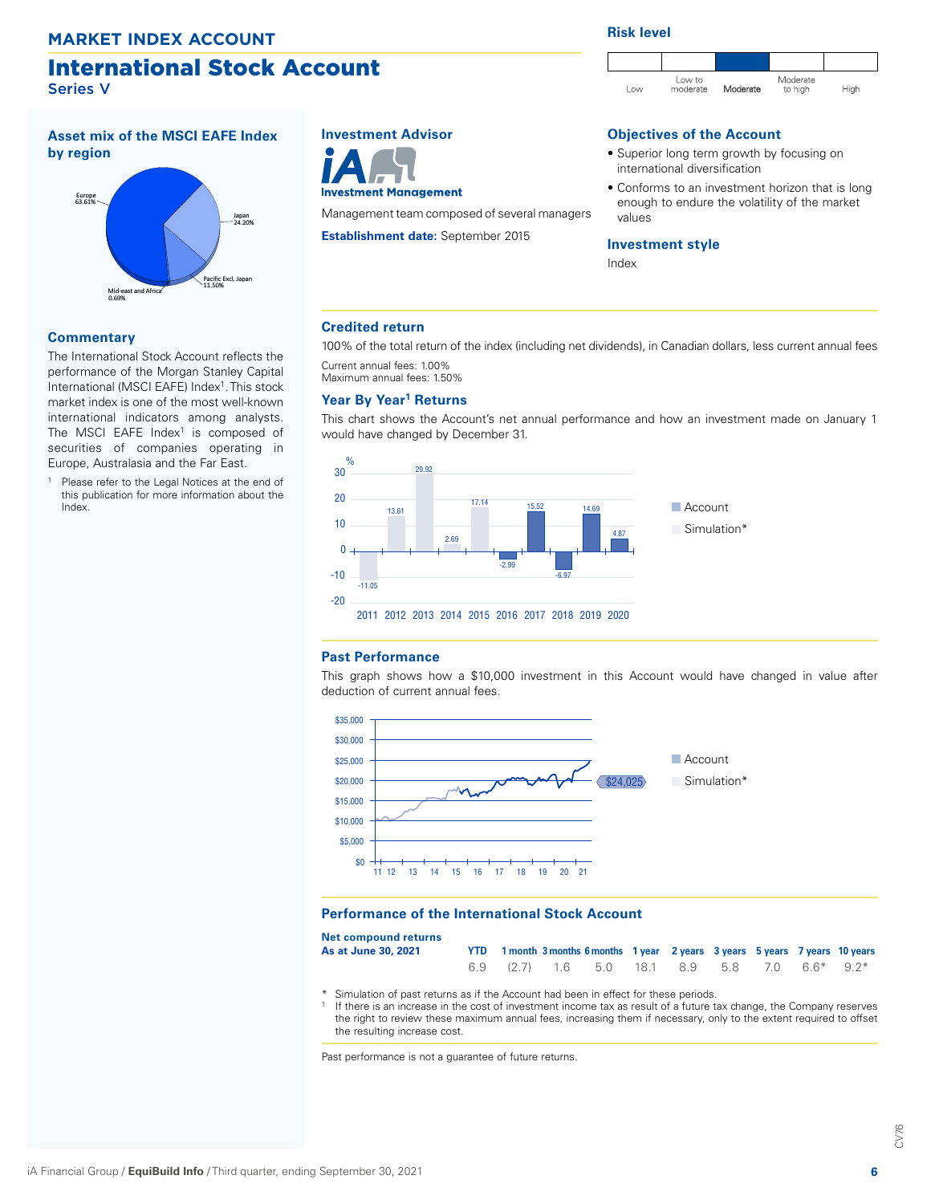## MARKET INDEX ACCOUNT

# International Stock Account

Series V

**Risk level**

| Low | Low to moderate | Moderate | Moderate to high | High |
|---|---|---|---|---|
| | | ■ | | |

### Asset mix of the MSCI EAFE Index by region

- Europe 63.61%
- Japan 24.20%
- Pacific Excl. Japan 11.50%
- Mid-east and Africa 0.69%

### Commentary

The International Stock Account reflects the performance of the Morgan Stanley Capital International (MSCI EAFE) Index[1]. This stock market index is one of the most well-known international indicators among analysts. The MSCI EAFE Index[1] is composed of securities of companies operating in Europe, Australasia and the Far East.

[1] Please refer to the Legal Notices at the end of this publication for more information about the Index.

### Investment Advisor

iA Investment Management

Management team composed of several managers

**Establishment date:** September 2015

### Objectives of the Account

- Superior long term growth by focusing on international diversification
- Conforms to an investment horizon that is long enough to endure the volatility of the market values

### Investment style

Index

### Credited return

100% of the total return of the index (including net dividends), in Canadian dollars, less current annual fees

Current annual fees: 1.00%
Maximum annual fees: 1.50%

### Year By Year[1] Returns

This chart shows the Account's net annual performance and how an investment made on January 1 would have changed by December 31.

| Year | 2011 | 2012 | 2013 | 2014 | 2015 | 2016 | 2017 | 2018 | 2019 | 2020 |
|---|---|---|---|---|---|---|---|---|---|---|
| Return (%) | -11.05 | 13.61 | 29.92 | 2.69 | 17.14 | -2.99 | 15.52 | -6.97 | 14.69 | 4.87 |

Account / Simulation*

### Past Performance

This graph shows how a $10,000 investment in this Account would have changed in value after deduction of current annual fees.

$24,025

Account / Simulation*

### Performance of the International Stock Account

| Net compound returns As at June 30, 2021 | YTD | 1 month | 3 months | 6 months | 1 year | 2 years | 3 years | 5 years | 7 years | 10 years |
|---|---|---|---|---|---|---|---|---|---|---|
| | 6.9 | (2.7) | 1.6 | 5.0 | 18.1 | 8.9 | 5.8 | 7.0 | 6.6* | 9.2* |

\* Simulation of past returns as if the Account had been in effect for these periods.

[1] If there is an increase in the cost of investment income tax as result of a future tax change, the Company reserves the right to review these maximum annual fees, increasing them if necessary, only to the extent required to offset the resulting increase cost.

Past performance is not a guarantee of future returns.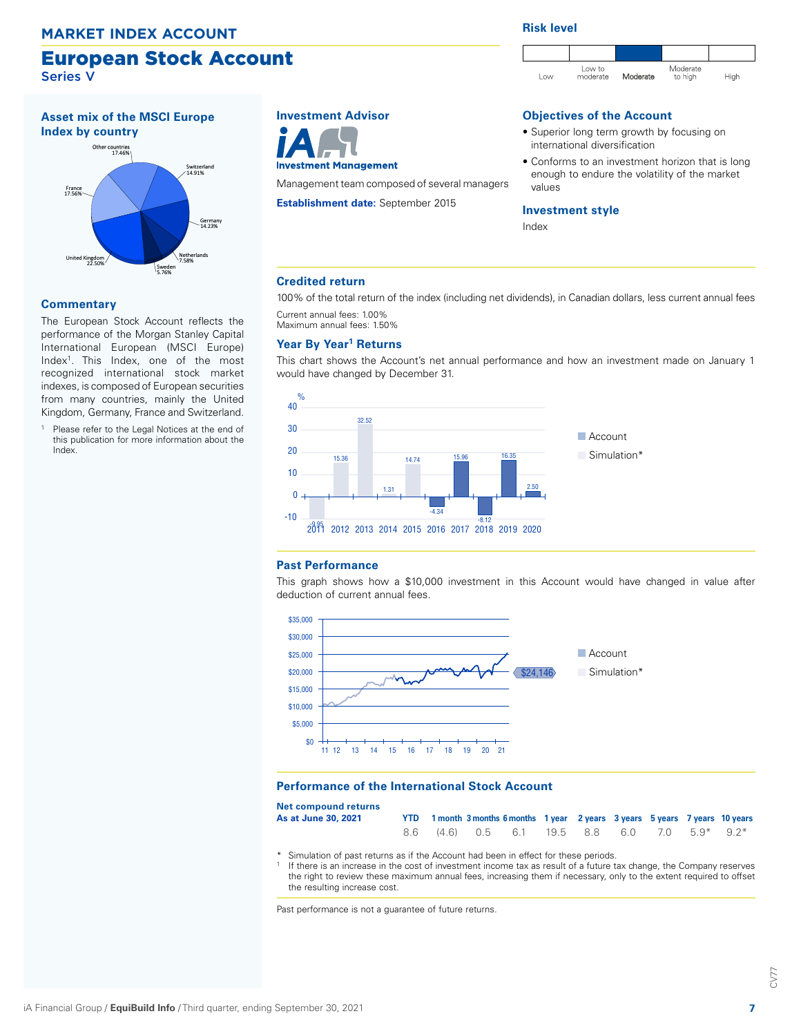## MARKET INDEX ACCOUNT

# European Stock Account

Series V

### Risk level

| Low | Low to moderate | **Moderate** | Moderate to high | High |
|---|---|---|---|---|

### Asset mix of the MSCI Europe Index by country

| Country | % |
|---|---|
| United Kingdom | 22.50% |
| France | 17.56% |
| Other countries | 17.46% |
| Switzerland | 14.91% |
| Germany | 14.23% |
| Netherlands | 7.58% |
| Sweden | 5.76% |

### Commentary

The European Stock Account reflects the performance of the Morgan Stanley Capital International European (MSCI Europe) Index[1]. This Index, one of the most recognized international stock market indexes, is composed of European securities from many countries, mainly the United Kingdom, Germany, France and Switzerland.

[1] Please refer to the Legal Notices at the end of this publication for more information about the Index.

### Investment Advisor

iA Investment Management

Management team composed of several managers

**Establishment date:** September 2015

### Objectives of the Account

- Superior long term growth by focusing on international diversification
- Conforms to an investment horizon that is long enough to endure the volatility of the market values

### Investment style

Index

### Credited return

100% of the total return of the index (including net dividends), in Canadian dollars, less current annual fees

Current annual fees: 1.00%
Maximum annual fees: 1.50%

### Year By Year[1] Returns

This chart shows the Account's net annual performance and how an investment made on January 1 would have changed by December 31.

| Year | 2011 | 2012 | 2013 | 2014 | 2015 | 2016 | 2017 | 2018 | 2019 | 2020 |
|---|---|---|---|---|---|---|---|---|---|---|
| Return (%) | -9.95 | 15.36 | 32.52 | 1.31 | 14.74 | -4.34 | 15.96 | -8.12 | 16.35 | 2.50 |

Account / Simulation*

### Past Performance

This graph shows how a $10,000 investment in this Account would have changed in value after deduction of current annual fees.

$24,146

Account / Simulation*

### Performance of the International Stock Account

| Net compound returns As at June 30, 2021 | YTD | 1 month | 3 months | 6 months | 1 year | 2 years | 3 years | 5 years | 7 years | 10 years |
|---|---|---|---|---|---|---|---|---|---|---|
| | 8.6 | (4.6) | 0.5 | 6.1 | 19.5 | 8.8 | 6.0 | 7.0 | 5.9* | 9.2* |

\* Simulation of past returns as if the Account had been in effect for these periods.

[1] If there is an increase in the cost of investment income tax as result of a future tax change, the Company reserves the right to review these maximum annual fees, increasing them if necessary, only to the extent required to offset the resulting increase cost.

Past performance is not a guarantee of future returns.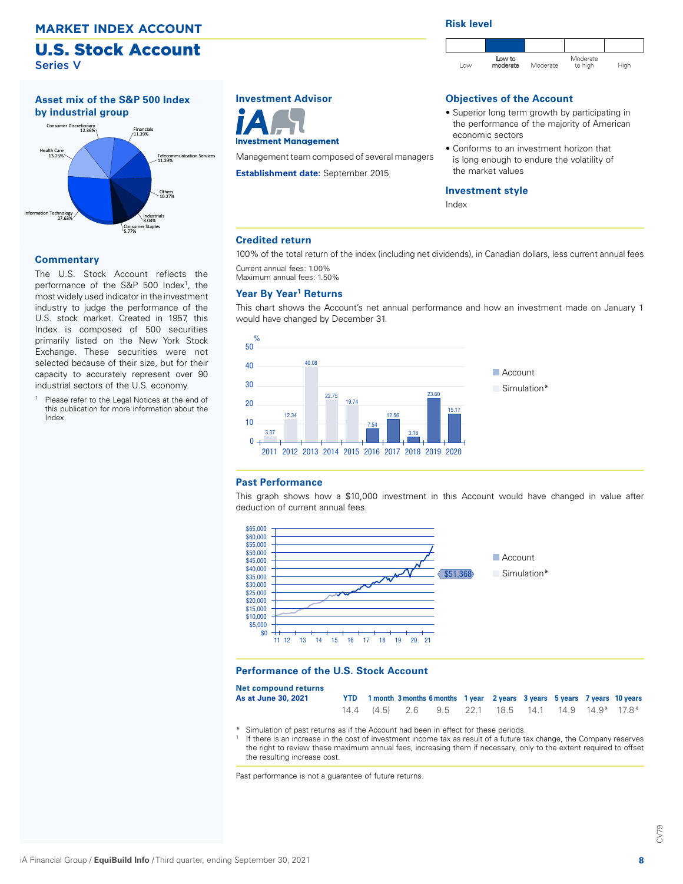# MARKET INDEX ACCOUNT

## U.S. Stock Account

Series V

### Risk level

Low | **Low to moderate** | Moderate | Moderate to high | High

### Asset mix of the S&P 500 Index by industrial group

- Consumer Discretionary 12.36%
- Financials 11.39%
- Telecommunication Services 11.29%
- Others 10.27%
- Industrials 8.04%
- Consumer Staples 5.77%
- Information Technology 27.63%
- Health Care 13.25%

### Commentary

The U.S. Stock Account reflects the performance of the S&P 500 Index[1], the most widely used indicator in the investment industry to judge the performance of the U.S. stock market. Created in 1957, this Index is composed of 500 securities primarily listed on the New York Stock Exchange. These securities were not selected because of their size, but for their capacity to accurately represent over 90 industrial sectors of the U.S. economy.

[1] Please refer to the Legal Notices at the end of this publication for more information about the Index.

### Investment Advisor

iA Investment Management

Management team composed of several managers

**Establishment date:** September 2015

### Objectives of the Account

- Superior long term growth by participating in the performance of the majority of American economic sectors
- Conforms to an investment horizon that is long enough to endure the volatility of the market values

### Investment style

Index

### Credited return

100% of the total return of the index (including net dividends), in Canadian dollars, less current annual fees

Current annual fees: 1.00%
Maximum annual fees: 1.50%

### Year By Year[1] Returns

This chart shows the Account's net annual performance and how an investment made on January 1 would have changed by December 31.

| Year | Return (%) | Type |
|---|---|---|
| 2011 | 3.37 | Simulation* |
| 2012 | 12.34 | Simulation* |
| 2013 | 40.08 | Simulation* |
| 2014 | 22.75 | Simulation* |
| 2015 | 19.74 | Simulation* |
| 2016 | 7.54 | Account |
| 2017 | 12.56 | Account |
| 2018 | 3.18 | Account |
| 2019 | 23.60 | Account |
| 2020 | 15.17 | Account |

### Past Performance

This graph shows how a $10,000 investment in this Account would have changed in value after deduction of current annual fees.

Value at end of period: $51,368

### Performance of the U.S. Stock Account

| Net compound returns As at June 30, 2021 | YTD | 1 month | 3 months | 6 months | 1 year | 2 years | 3 years | 5 years | 7 years | 10 years |
|---|---|---|---|---|---|---|---|---|---|---|
| | 14.4 | (4.5) | 2.6 | 9.5 | 22.1 | 18.5 | 14.1 | 14.9 | 14.9* | 17.8* |

\* Simulation of past returns as if the Account had been in effect for these periods.

[1] If there is an increase in the cost of investment income tax as result of a future tax change, the Company reserves the right to review these maximum annual fees, increasing them if necessary, only to the extent required to offset the resulting increase cost.

Past performance is not a guarantee of future returns.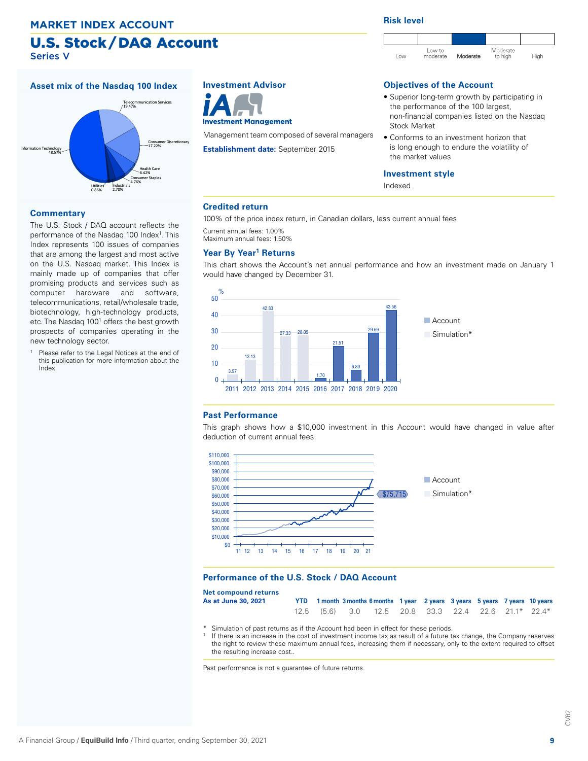# MARKET INDEX ACCOUNT

## U.S. Stock / DAQ Account

Series V

### Risk level

| Low | Low to moderate | **Moderate** | Moderate to high | High |
|---|---|---|---|---|

### Asset mix of the Nasdaq 100 Index

- Information Technology 48.57%
- Telecommunication Services 19.47%
- Consumer Discretionary 17.22%
- Health Care 6.42%
- Consumer Staples 4.76%
- Industrials 2.70%
- Utilities 0.86%

### Commentary

The U.S. Stock / DAQ account reflects the performance of the Nasdaq 100 Index[1]. This Index represents 100 issues of companies that are among the largest and most active on the U.S. Nasdaq market. This Index is mainly made up of companies that offer promising products and services such as computer hardware and software, telecommunications, retail/wholesale trade, biotechnology, high-technology products, etc. The Nasdaq 100[1] offers the best growth prospects of companies operating in the new technology sector.

[1] Please refer to the Legal Notices at the end of this publication for more information about the Index.

### Investment Advisor

iA Investment Management

Management team composed of several managers

**Establishment date:** September 2015

### Objectives of the Account

- Superior long-term growth by participating in the performance of the 100 largest, non-financial companies listed on the Nasdaq Stock Market
- Conforms to an investment horizon that is long enough to endure the volatility of the market values

### Investment style

Indexed

### Credited return

100% of the price index return, in Canadian dollars, less current annual fees

Current annual fees: 1.00%
Maximum annual fees: 1.50%

### Year By Year[1] Returns

This chart shows the Account's net annual performance and how an investment made on January 1 would have changed by December 31.

| Year | 2011 | 2012 | 2013 | 2014 | 2015 | 2016 | 2017 | 2018 | 2019 | 2020 |
|---|---|---|---|---|---|---|---|---|---|---|
| Return (%) | 3.97* | 13.13* | 42.83* | 27.33* | 28.05* | 1.70 | 21.51 | 6.80 | 29.69 | 43.56 |

Legend: Account; Simulation*

### Past Performance

This graph shows how a $10,000 investment in this Account would have changed in value after deduction of current annual fees.

Final value: $75,715

Legend: Account; Simulation*

### Performance of the U.S. Stock / DAQ Account

| Net compound returns As at June 30, 2021 | YTD | 1 month | 3 months | 6 months | 1 year | 2 years | 3 years | 5 years | 7 years | 10 years |
|---|---|---|---|---|---|---|---|---|---|---|
| | 12.5 | (5.6) | 3.0 | 12.5 | 20.8 | 33.3 | 22.4 | 22.6 | 21.1* | 22.4* |

\* Simulation of past returns as if the Account had been in effect for these periods.

[1] If there is an increase in the cost of investment income tax as result of a future tax change, the Company reserves the right to review these maximum annual fees, increasing them if necessary, only to the extent required to offset the resulting increase cost..

Past performance is not a guarantee of future returns.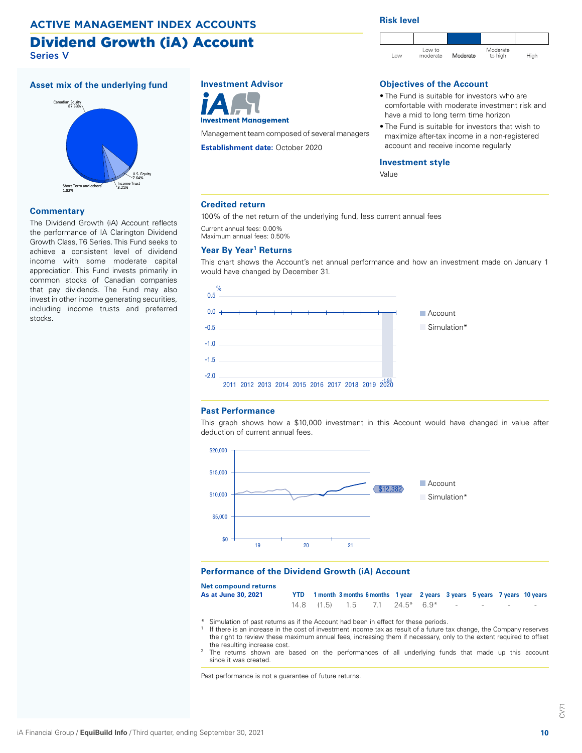## ACTIVE MANAGEMENT INDEX ACCOUNTS

# Dividend Growth (iA) Account

Series V

### Risk level

Low | Low to moderate | **Moderate** | Moderate to high | High

### Asset mix of the underlying fund

- Canadian Equity 87.33%
- U.S. Equity 7.64%
- Income Trust 3.21%
- Short Term and others 1.82%

### Commentary

The Dividend Growth (iA) Account reflects the performance of IA Clarington Dividend Growth Class, T6 Series. This Fund seeks to achieve a consistent level of dividend income with some moderate capital appreciation. This Fund invests primarily in common stocks of Canadian companies that pay dividends. The Fund may also invest in other income generating securities, including income trusts and preferred stocks.

### Investment Advisor

iA Investment Management

Management team composed of several managers

**Establishment date:** October 2020

### Objectives of the Account

- The Fund is suitable for investors who are comfortable with moderate investment risk and have a mid to long term time horizon
- The Fund is suitable for investors that wish to maximize after-tax income in a non-registered account and receive income regularly

### Investment style

Value

### Credited return

100% of the net return of the underlying fund, less current annual fees

Current annual fees: 0.00%
Maximum annual fees: 0.50%

### Year By Year[1] Returns

This chart shows the Account's net annual performance and how an investment made on January 1 would have changed by December 31.

| 2011 | 2012 | 2013 | 2014 | 2015 | 2016 | 2017 | 2018 | 2019 | 2020 |
|---|---|---|---|---|---|---|---|---|---|
| | | | | | | | | | -1.98 |

Account / Simulation*

### Past Performance

This graph shows how a $10,000 investment in this Account would have changed in value after deduction of current annual fees.

$12,382

Account / Simulation*

### Performance of the Dividend Growth (iA) Account

| Net compound returns As at June 30, 2021 | YTD | 1 month | 3 months | 6 months | 1 year | 2 years | 3 years | 5 years | 7 years | 10 years |
|---|---|---|---|---|---|---|---|---|---|---|
| | 14.8 | (1.5) | 1.5 | 7.1 | 24.5* | 6.9* | - | - | - | - |

\* Simulation of past returns as if the Account had been in effect for these periods.

[1] If there is an increase in the cost of investment income tax as result of a future tax change, the Company reserves the right to review these maximum annual fees, increasing them if necessary, only to the extent required to offset the resulting increase cost.

[2] The returns shown are based on the performances of all underlying funds that made up this account since it was created.

Past performance is not a guarantee of future returns.

CV71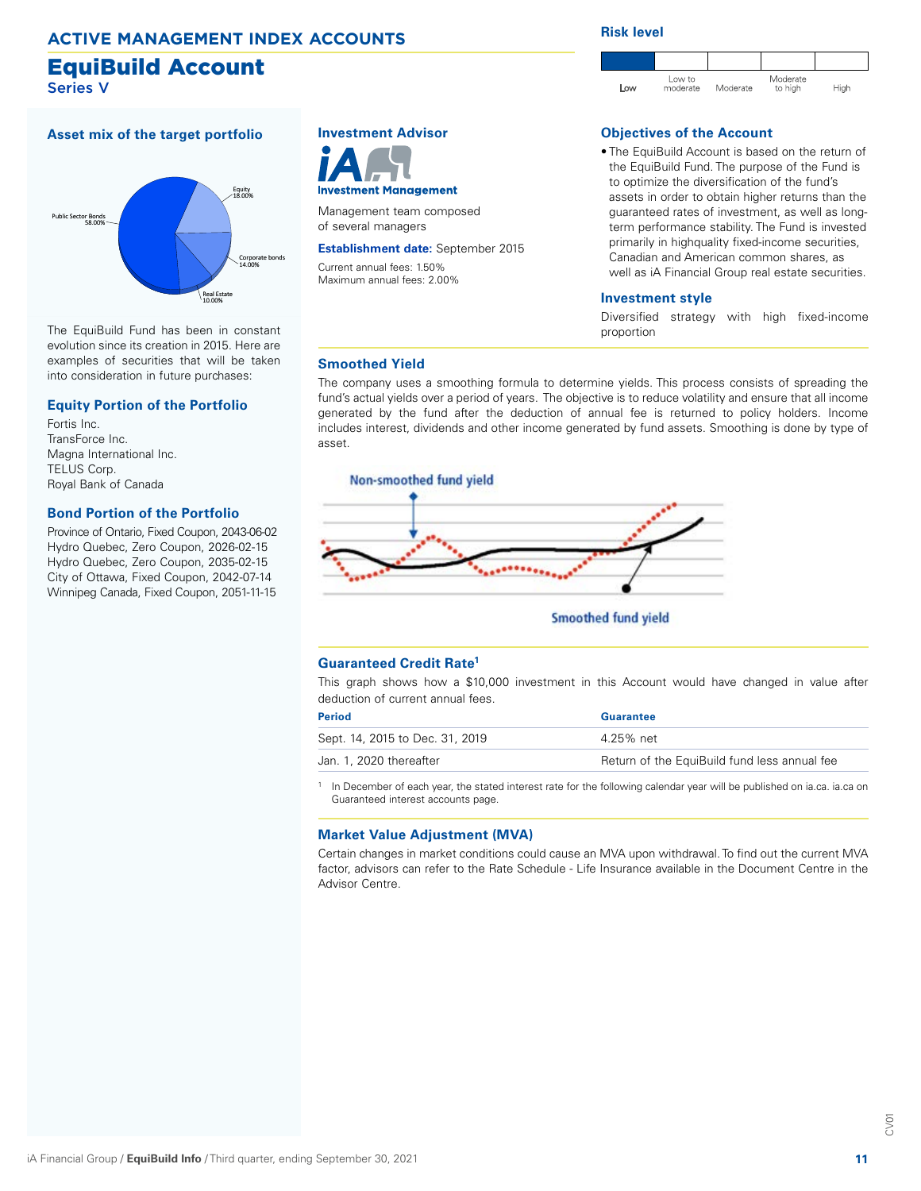ACTIVE MANAGEMENT INDEX ACCOUNTS

# EquiBuild Account

Series V

**Risk level**

| Low | Low to moderate | Moderate | Moderate to high | High |
|---|---|---|---|---|

## Asset mix of the target portfolio

- Public Sector Bonds 58.00%
- Equity 18.00%
- Corporate bonds 14.00%
- Real Estate 10.00%

The EquiBuild Fund has been in constant evolution since its creation in 2015. Here are examples of securities that will be taken into consideration in future purchases:

### Equity Portion of the Portfolio

Fortis Inc.
TransForce Inc.
Magna International Inc.
TELUS Corp.
Royal Bank of Canada

### Bond Portion of the Portfolio

Province of Ontario, Fixed Coupon, 2043-06-02
Hydro Quebec, Zero Coupon, 2026-02-15
Hydro Quebec, Zero Coupon, 2035-02-15
City of Ottawa, Fixed Coupon, 2042-07-14
Winnipeg Canada, Fixed Coupon, 2051-11-15

## Investment Advisor

iA Investment Management

Management team composed of several managers

**Establishment date:** September 2015

Current annual fees: 1.50%
Maximum annual fees: 2.00%

## Objectives of the Account

- The EquiBuild Account is based on the return of the EquiBuild Fund. The purpose of the Fund is to optimize the diversification of the fund's assets in order to obtain higher returns than the guaranteed rates of investment, as well as long-term performance stability. The Fund is invested primarily in highquality fixed-income securities, Canadian and American common shares, as well as iA Financial Group real estate securities.

## Investment style

Diversified strategy with high fixed-income proportion

## Smoothed Yield

The company uses a smoothing formula to determine yields. This process consists of spreading the fund's actual yields over a period of years. The objective is to reduce volatility and ensure that all income generated by the fund after the deduction of annual fee is returned to policy holders. Income includes interest, dividends and other income generated by fund assets. Smoothing is done by type of asset.

Non-smoothed fund yield

Smoothed fund yield

## Guaranteed Credit Rate[1]

This graph shows how a $10,000 investment in this Account would have changed in value after deduction of current annual fees.

| Period | Guarantee |
|---|---|
| Sept. 14, 2015 to Dec. 31, 2019 | 4.25% net |
| Jan. 1, 2020 thereafter | Return of the EquiBuild fund less annual fee |

[1] In December of each year, the stated interest rate for the following calendar year will be published on ia.ca. ia.ca on Guaranteed interest accounts page.

## Market Value Adjustment (MVA)

Certain changes in market conditions could cause an MVA upon withdrawal. To find out the current MVA factor, advisors can refer to the Rate Schedule - Life Insurance available in the Document Centre in the Advisor Centre.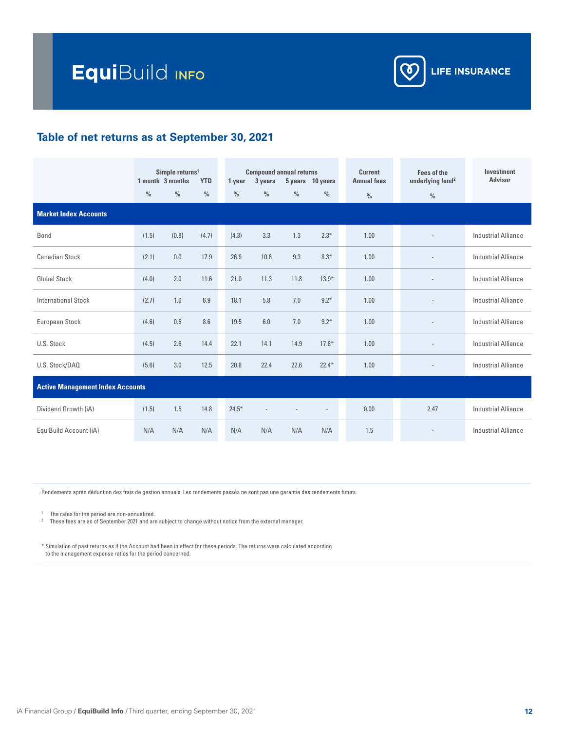# EquiBuild INFO

LIFE INSURANCE

## Table of net returns as at September 30, 2021

| | Simple returns[1] | | | Compound annual returns | | | | Current Annual fees | Fees of the underlying fund[2] | Investment Advisor |
|---|---|---|---|---|---|---|---|---|---|---|
| | 1 month | 3 months | YTD | 1 year | 3 years | 5 years | 10 years | | | |
| | % | % | % | % | % | % | % | % | % | |
| **Market Index Accounts** | | | | | | | | | | |
| Bond | (1.5) | (0.8) | (4.7) | (4.3) | 3.3 | 1.3 | 2.3* | 1.00 | - | Industrial Alliance |
| Canadian Stock | (2.1) | 0.0 | 17.9 | 26.9 | 10.6 | 9.3 | 8.3* | 1.00 | - | Industrial Alliance |
| Global Stock | (4.0) | 2.0 | 11.6 | 21.0 | 11.3 | 11.8 | 13.9* | 1.00 | - | Industrial Alliance |
| International Stock | (2.7) | 1.6 | 6.9 | 18.1 | 5.8 | 7.0 | 9.2* | 1.00 | - | Industrial Alliance |
| European Stock | (4.6) | 0.5 | 8.6 | 19.5 | 6.0 | 7.0 | 9.2* | 1.00 | - | Industrial Alliance |
| U.S. Stock | (4.5) | 2.6 | 14.4 | 22.1 | 14.1 | 14.9 | 17.8* | 1.00 | - | Industrial Alliance |
| U.S. Stock/DAQ | (5.6) | 3.0 | 12.5 | 20.8 | 22.4 | 22.6 | 22.4* | 1.00 | - | Industrial Alliance |
| **Active Management Index Accounts** | | | | | | | | | | |
| Dividend Growth (iA) | (1.5) | 1.5 | 14.8 | 24.5* | - | - | - | 0.00 | 2.47 | Industrial Alliance |
| EquiBuild Account (iA) | N/A | N/A | N/A | N/A | N/A | N/A | N/A | 1.5 | - | Industrial Alliance |

Rendements après déduction des frais de gestion annuels. Les rendements passés ne sont pas une garantie des rendements futurs.

[1] The rates for the period are non-annualized.
[2] These fees are as of September 2021 and are subject to change without notice from the external manager.

\* Simulation of past returns as if the Account had been in effect for these periods. The returns were calculated according to the management expense ratios for the period concerned.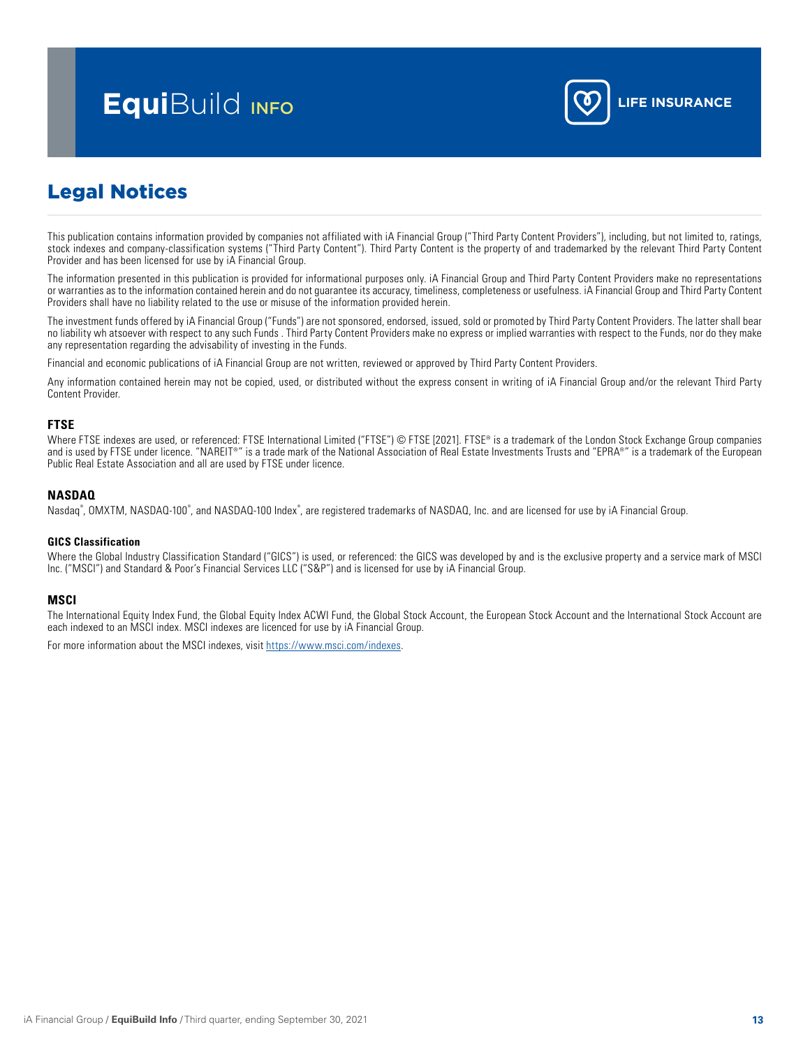# Legal Notices

This publication contains information provided by companies not affiliated with iA Financial Group ("Third Party Content Providers"), including, but not limited to, ratings, stock indexes and company-classification systems ("Third Party Content"). Third Party Content is the property of and trademarked by the relevant Third Party Content Provider and has been licensed for use by iA Financial Group.

The information presented in this publication is provided for informational purposes only. iA Financial Group and Third Party Content Providers make no representations or warranties as to the information contained herein and do not guarantee its accuracy, timeliness, completeness or usefulness. iA Financial Group and Third Party Content Providers shall have no liability related to the use or misuse of the information provided herein.

The investment funds offered by iA Financial Group ("Funds") are not sponsored, endorsed, issued, sold or promoted by Third Party Content Providers. The latter shall bear no liability wh atsoever with respect to any such Funds . Third Party Content Providers make no express or implied warranties with respect to the Funds, nor do they make any representation regarding the advisability of investing in the Funds.

Financial and economic publications of iA Financial Group are not written, reviewed or approved by Third Party Content Providers.

Any information contained herein may not be copied, used, or distributed without the express consent in writing of iA Financial Group and/or the relevant Third Party Content Provider.

### FTSE

Where FTSE indexes are used, or referenced: FTSE International Limited ("FTSE") © FTSE [2021]. FTSE® is a trademark of the London Stock Exchange Group companies and is used by FTSE under licence. "NAREIT®" is a trade mark of the National Association of Real Estate Investments Trusts and "EPRA®" is a trademark of the European Public Real Estate Association and all are used by FTSE under licence.

### NASDAQ

Nasdaq®, OMXTM, NASDAQ-100®, and NASDAQ-100 Index®, are registered trademarks of NASDAQ, Inc. and are licensed for use by iA Financial Group.

#### GICS Classification

Where the Global Industry Classification Standard ("GICS") is used, or referenced: the GICS was developed by and is the exclusive property and a service mark of MSCI Inc. ("MSCI") and Standard & Poor's Financial Services LLC ("S&P") and is licensed for use by iA Financial Group.

### MSCI

The International Equity Index Fund, the Global Equity Index ACWI Fund, the Global Stock Account, the European Stock Account and the International Stock Account are each indexed to an MSCI index. MSCI indexes are licenced for use by iA Financial Group.

For more information about the MSCI indexes, visit https://www.msci.com/indexes.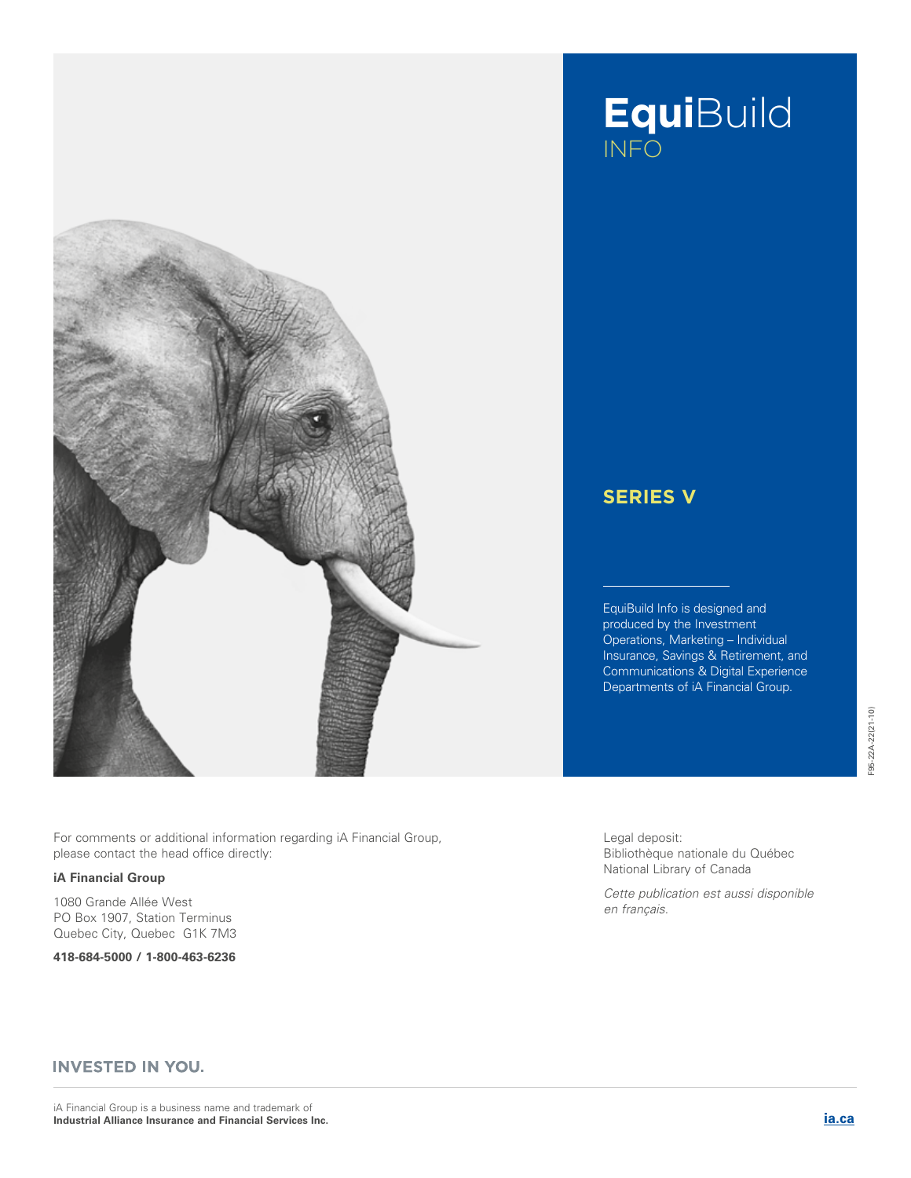# **Equi**Build

INFO

## SERIES V

EquiBuild Info is designed and produced by the Investment Operations, Marketing – Individual Insurance, Savings & Retirement, and Communications & Digital Experience Departments of iA Financial Group.

F95-22A-22(21-10)

For comments or additional information regarding iA Financial Group, please contact the head office directly:

**iA Financial Group**

1080 Grande Allée West
PO Box 1907, Station Terminus
Quebec City, Quebec G1K 7M3

**418-684-5000 / 1-800-463-6236**

Legal deposit:
Bibliothèque nationale du Québec
National Library of Canada

*Cette publication est aussi disponible en français.*

**INVESTED IN YOU.**

iA Financial Group is a business name and trademark of
**Industrial Alliance Insurance and Financial Services Inc.**

**ia.ca**